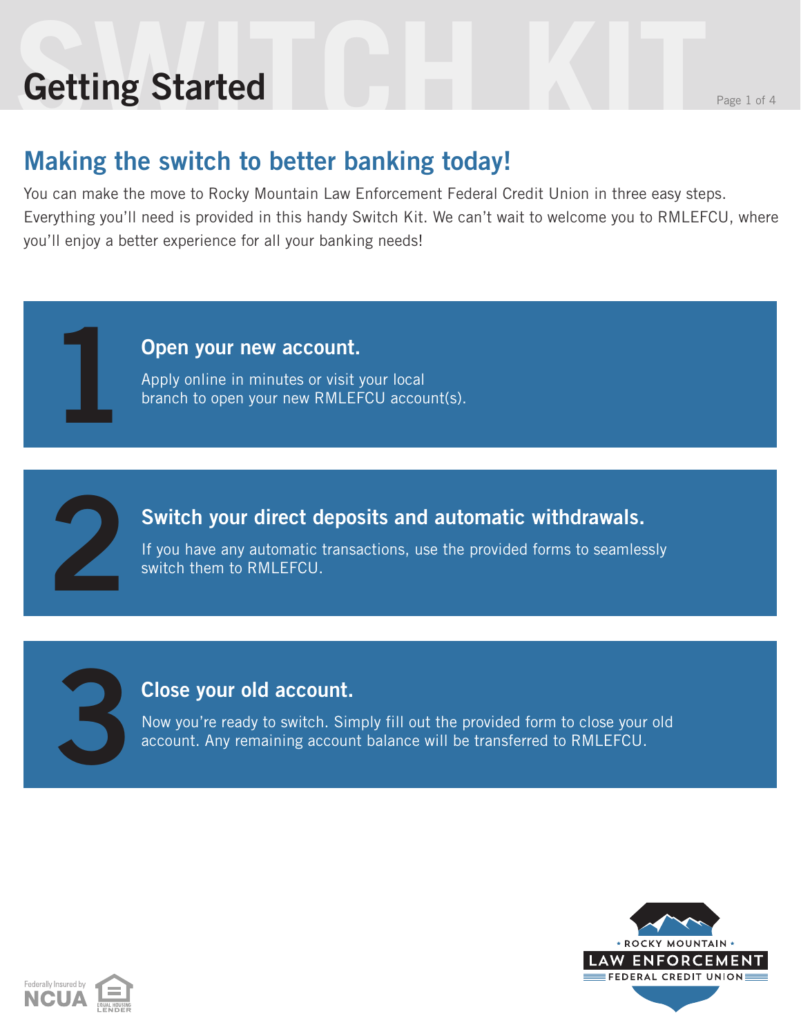# Getting Started

## Making the switch to better banking today!

You can make the move to Rocky Mountain Law Enforcement Federal Credit Union in three easy steps. Everything you'll need is provided in this handy Switch Kit. We can't wait to welcome you to RMLEFCU, where you'll enjoy a better experience for all your banking needs!

### 1 Open your new account.

Apply online in minutes or visit your local branch to open your new RMLEFCU account(s).

### 2 Switch your direct deposits and automatic withdrawals.

If you have any automatic transactions, use the provided forms to seamlessly switch them to RMLEFCU.

### 3 Close your old account.

Now you're ready to switch. Simply fill out the provided form to close your old account. Any remaining account balance will be transferred to RMLEFCU.

Federally Insured by NCUA

Equal Housing Lender

Rocky Mountain Law Enforcement Federal Credit Union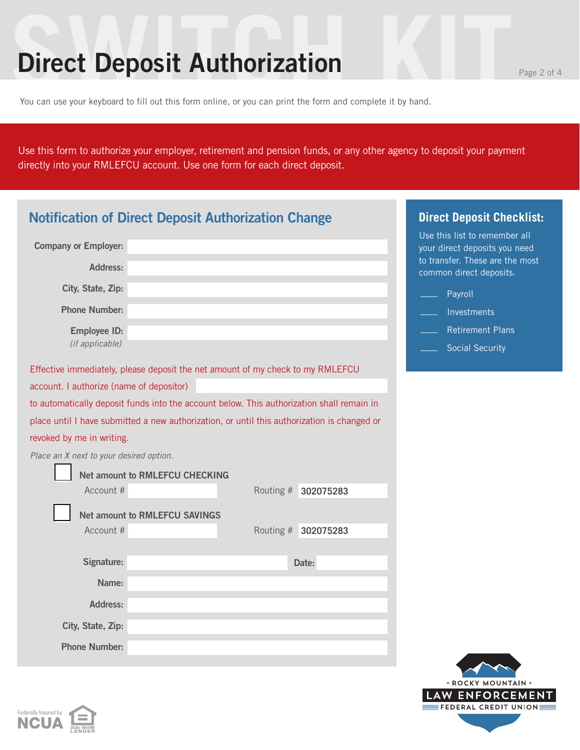# Direct Deposit Authorization

You can use your keyboard to fill out this form online, or you can print the form and complete it by hand.

Use this form to authorize your employer, retirement and pension funds, or any other agency to deposit your payment directly into your RMLEFCU account. Use one form for each direct deposit.

## Notification of Direct Deposit Authorization Change

**Company or Employer:** ____________________

**Address:** ____________________

**City, State, Zip:** ____________________

**Phone Number:** ____________________

**Employee ID:** ____________________
*(if applicable)*

Effective immediately, please deposit the net amount of my check to my RMLEFCU account. I authorize (name of depositor) ____________________ to automatically deposit funds into the account below. This authorization shall remain in place until I have submitted a new authorization, or until this authorization is changed or revoked by me in writing.

*Place an X next to your desired option.*

☐ **Net amount to RMLEFCU CHECKING**
Account # ____________ Routing # **302075283**

☐ **Net amount to RMLEFCU SAVINGS**
Account # ____________ Routing # **302075283**

**Signature:** ____________________ **Date:** ____________

**Name:** ____________________

**Address:** ____________________

**City, State, Zip:** ____________________

**Phone Number:** ____________________

## Direct Deposit Checklist:

Use this list to remember all your direct deposits you need to transfer. These are the most common direct deposits.

- ____ Payroll
- ____ Investments
- ____ Retirement Plans
- ____ Social Security

Rocky Mountain Law Enforcement Federal Credit Union

Federally Insured by NCUA

Equal Housing Lender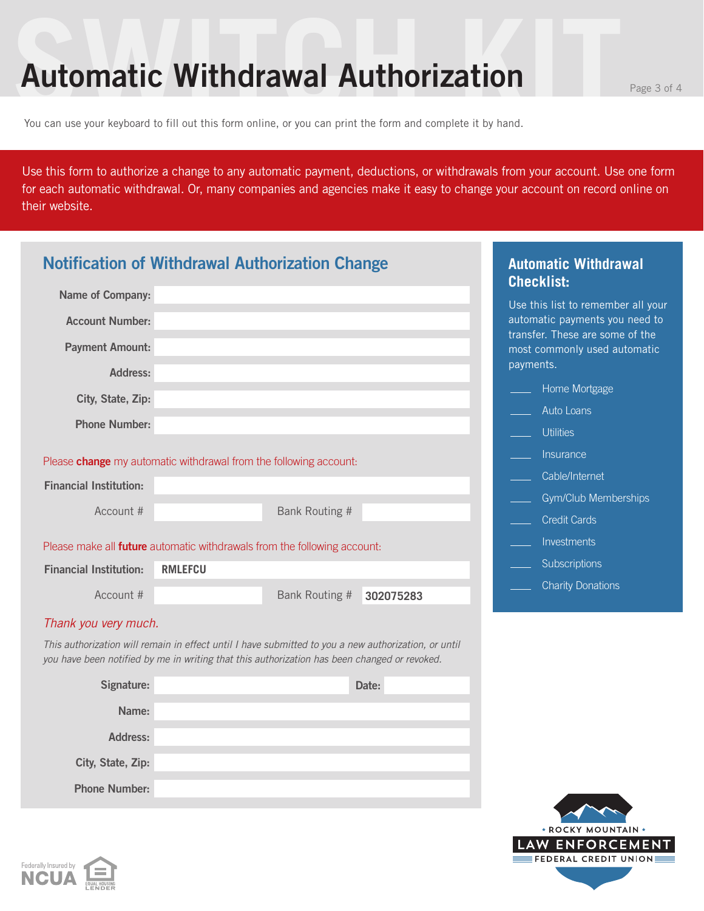# Automatic Withdrawal Authorization

You can use your keyboard to fill out this form online, or you can print the form and complete it by hand.

Use this form to authorize a change to any automatic payment, deductions, or withdrawals from your account. Use one form for each automatic withdrawal. Or, many companies and agencies make it easy to change your account on record online on their website.

## Notification of Withdrawal Authorization Change

**Name of Company:**

**Account Number:**

**Payment Amount:**

**Address:**

**City, State, Zip:**

**Phone Number:**

Please **change** my automatic withdrawal from the following account:

**Financial Institution:**

Account #                Bank Routing #

Please make all **future** automatic withdrawals from the following account:

**Financial Institution:** **RMLEFCU**

Account #                Bank Routing # **302075283**

*Thank you very much.*

*This authorization will remain in effect until I have submitted to you a new authorization, or until you have been notified by me in writing that this authorization has been changed or revoked.*

**Signature:**                **Date:**

**Name:**

**Address:**

**City, State, Zip:**

**Phone Number:**

## Automatic Withdrawal Checklist:

Use this list to remember all your automatic payments you need to transfer. These are some of the most commonly used automatic payments.

- ____ Home Mortgage
- ____ Auto Loans
- ____ Utilities
- ____ Insurance
- ____ Cable/Internet
- ____ Gym/Club Memberships
- ____ Credit Cards
- ____ Investments
- ____ Subscriptions
- ____ Charity Donations

Federally Insured by NCUA

EQUAL HOUSING LENDER

ROCKY MOUNTAIN LAW ENFORCEMENT FEDERAL CREDIT UNION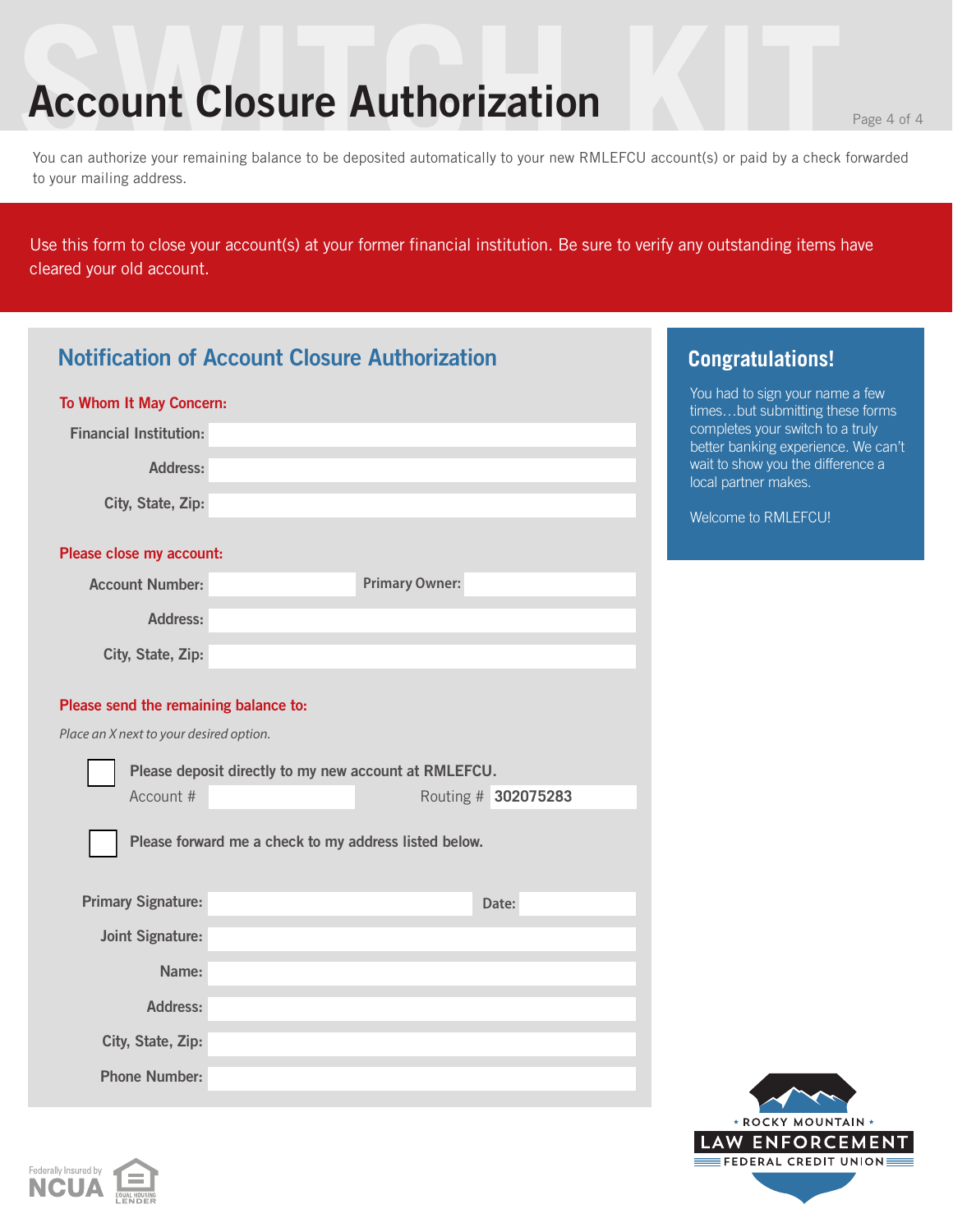# Account Closure Authorization

You can authorize your remaining balance to be deposited automatically to your new RMLEFCU account(s) or paid by a check forwarded to your mailing address.

Use this form to close your account(s) at your former financial institution. Be sure to verify any outstanding items have cleared your old account.

## Notification of Account Closure Authorization

**To Whom It May Concern:**

Financial Institution: 

Address: 

City, State, Zip: 

**Please close my account:**

Account Number:  Primary Owner: 

Address: 

City, State, Zip: 

**Please send the remaining balance to:**

*Place an X next to your desired option.*

☐ Please deposit directly to my new account at RMLEFCU.
Account #  Routing # 302075283

☐ Please forward me a check to my address listed below.

Primary Signature:  Date: 

Joint Signature: 

Name: 

Address: 

City, State, Zip: 

Phone Number: 

## Congratulations!

You had to sign your name a few times…but submitting these forms completes your switch to a truly better banking experience. We can't wait to show you the difference a local partner makes.

Welcome to RMLEFCU!

Federally Insured by NCUA

Equal Housing Lender

Rocky Mountain Law Enforcement Federal Credit Union